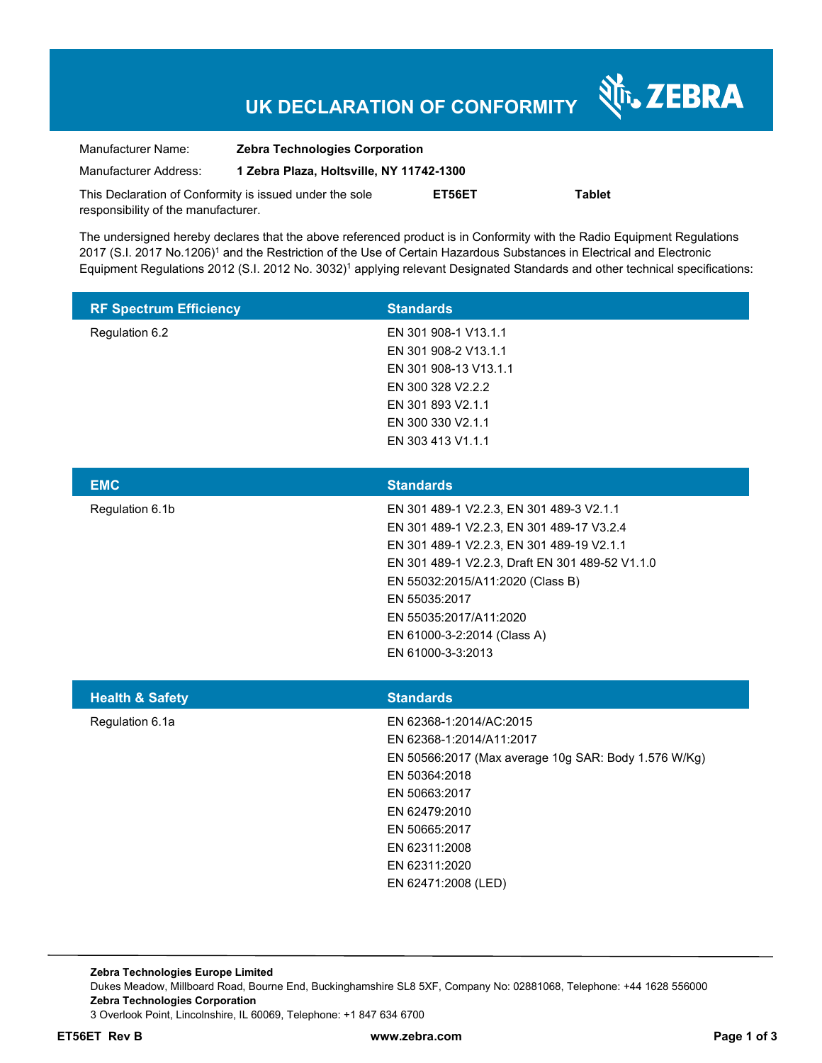# UK DECLARATION OF CONFORMITY

ZEBRA

Manufacturer Name: **Zebra Technologies Corporation**

Manufacturer Address: **1 Zebra Plaza, Holtsville, NY 11742-1300**

This Declaration of Conformity is issued under the sole responsibility of the manufacturer. **ET56ET** **Tablet**

The undersigned hereby declares that the above referenced product is in Conformity with the Radio Equipment Regulations 2017 (S.I. 2017 No.1206)[1] and the Restriction of the Use of Certain Hazardous Substances in Electrical and Electronic Equipment Regulations 2012 (S.I. 2012 No. 3032)[1] applying relevant Designated Standards and other technical specifications:

| RF Spectrum Efficiency | Standards |
| --- | --- |
| Regulation 6.2 | EN 301 908-1 V13.1.1<br>EN 301 908-2 V13.1.1<br>EN 301 908-13 V13.1.1<br>EN 300 328 V2.2.2<br>EN 301 893 V2.1.1<br>EN 300 330 V2.1.1<br>EN 303 413 V1.1.1 |

| EMC | Standards |
| --- | --- |
| Regulation 6.1b | EN 301 489-1 V2.2.3, EN 301 489-3 V2.1.1<br>EN 301 489-1 V2.2.3, EN 301 489-17 V3.2.4<br>EN 301 489-1 V2.2.3, EN 301 489-19 V2.1.1<br>EN 301 489-1 V2.2.3, Draft EN 301 489-52 V1.1.0<br>EN 55032:2015/A11:2020 (Class B)<br>EN 55035:2017<br>EN 55035:2017/A11:2020<br>EN 61000-3-2:2014 (Class A)<br>EN 61000-3-3:2013 |

| Health & Safety | Standards |
| --- | --- |
| Regulation 6.1a | EN 62368-1:2014/AC:2015<br>EN 62368-1:2014/A11:2017<br>EN 50566:2017 (Max average 10g SAR: Body 1.576 W/Kg)<br>EN 50364:2018<br>EN 50663:2017<br>EN 62479:2010<br>EN 50665:2017<br>EN 62311:2008<br>EN 62311:2020<br>EN 62471:2008 (LED) |

**Zebra Technologies Europe Limited**
Dukes Meadow, Millboard Road, Bourne End, Buckinghamshire SL8 5XF, Company No: 02881068, Telephone: +44 1628 556000
**Zebra Technologies Corporation**
3 Overlook Point, Lincolnshire, IL 60069, Telephone: +1 847 634 6700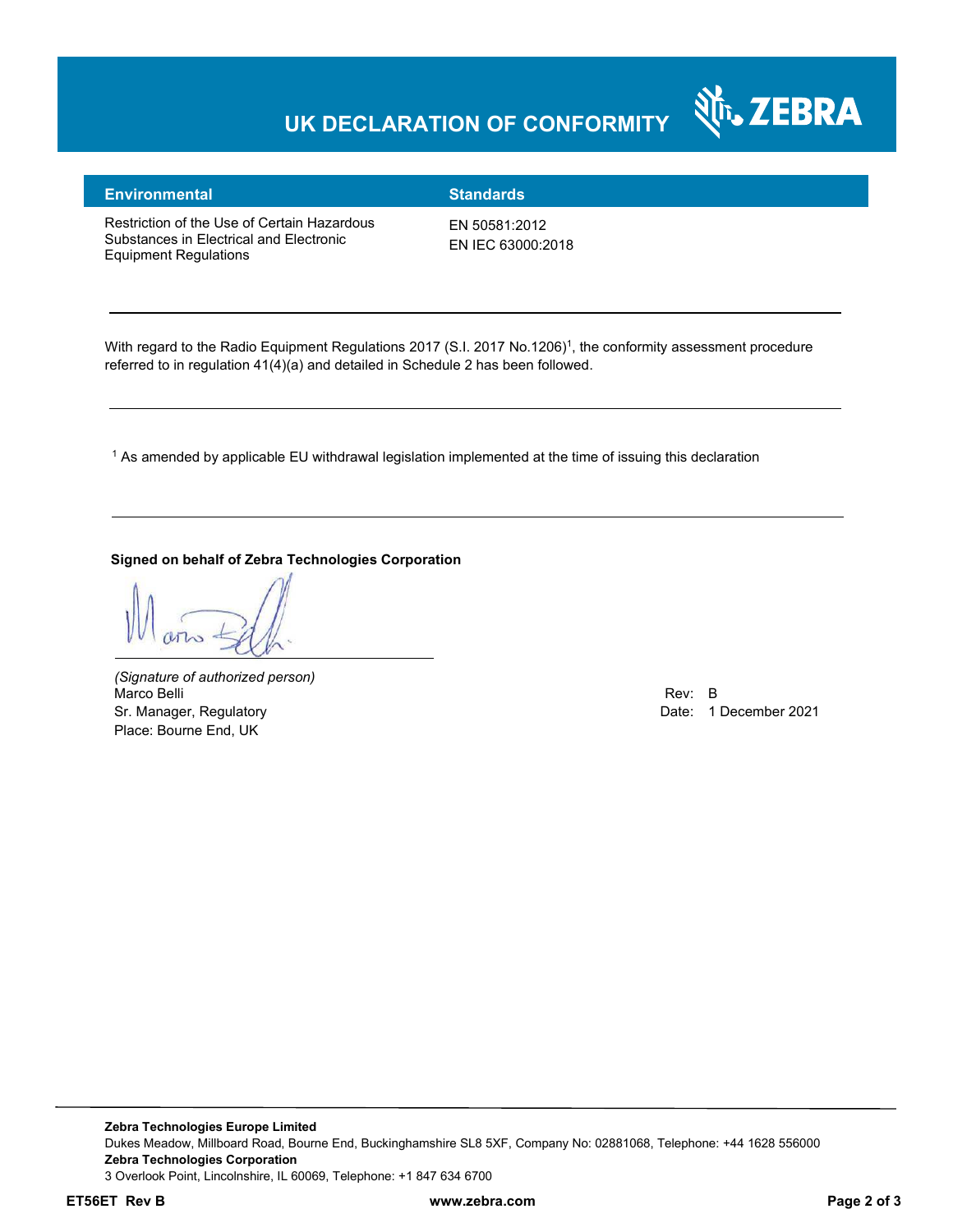# UK DECLARATION OF CONFORMITY

| Environmental | Standards |
| --- | --- |
| Restriction of the Use of Certain Hazardous Substances in Electrical and Electronic Equipment Regulations | EN 50581:2012<br>EN IEC 63000:2018 |

With regard to the Radio Equipment Regulations 2017 (S.I. 2017 No.1206)[1], the conformity assessment procedure referred to in regulation 41(4)(a) and detailed in Schedule 2 has been followed.

[1] As amended by applicable EU withdrawal legislation implemented at the time of issuing this declaration

**Signed on behalf of Zebra Technologies Corporation**

*(Signature of authorized person)*
Marco Belli
Sr. Manager, Regulatory
Place: Bourne End, UK

Rev: B
Date: 1 December 2021

**Zebra Technologies Europe Limited**
Dukes Meadow, Millboard Road, Bourne End, Buckinghamshire SL8 5XF, Company No: 02881068, Telephone: +44 1628 556000
**Zebra Technologies Corporation**
3 Overlook Point, Lincolnshire, IL 60069, Telephone: +1 847 634 6700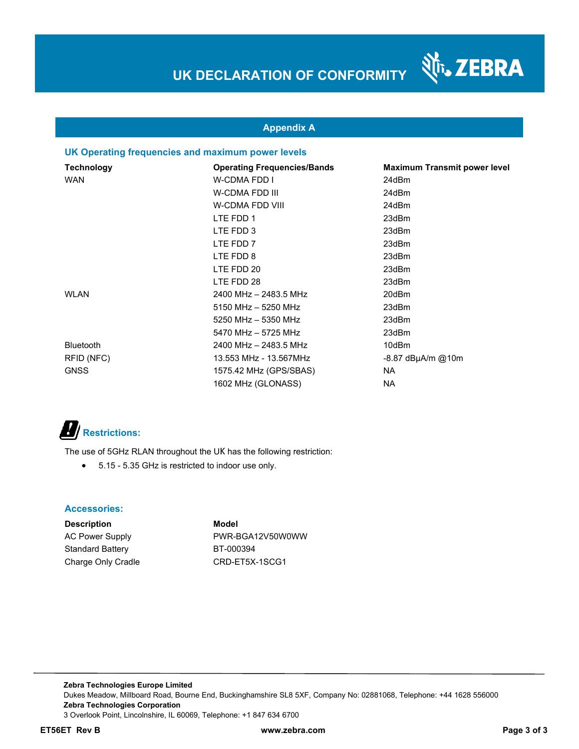# UK DECLARATION OF CONFORMITY

## Appendix A

### UK Operating frequencies and maximum power levels

| Technology | Operating Frequencies/Bands | Maximum Transmit power level |
|---|---|---|
| WAN | W-CDMA FDD I | 24dBm |
| | W-CDMA FDD III | 24dBm |
| | W-CDMA FDD VIII | 24dBm |
| | LTE FDD 1 | 23dBm |
| | LTE FDD 3 | 23dBm |
| | LTE FDD 7 | 23dBm |
| | LTE FDD 8 | 23dBm |
| | LTE FDD 20 | 23dBm |
| | LTE FDD 28 | 23dBm |
| WLAN | 2400 MHz – 2483.5 MHz | 20dBm |
| | 5150 MHz – 5250 MHz | 23dBm |
| | 5250 MHz – 5350 MHz | 23dBm |
| | 5470 MHz – 5725 MHz | 23dBm |
| Bluetooth | 2400 MHz – 2483.5 MHz | 10dBm |
| RFID (NFC) | 13.553 MHz - 13.567MHz | -8.87 dBμA/m @10m |
| GNSS | 1575.42 MHz (GPS/SBAS) | NA |
| | 1602 MHz (GLONASS) | NA |

### Restrictions:

The use of 5GHz RLAN throughout the UK has the following restriction:

- 5.15 - 5.35 GHz is restricted to indoor use only.

### Accessories:

| Description | Model |
|---|---|
| AC Power Supply | PWR-BGA12V50W0WW |
| Standard Battery | BT-000394 |
| Charge Only Cradle | CRD-ET5X-1SCG1 |

**Zebra Technologies Europe Limited**
Dukes Meadow, Millboard Road, Bourne End, Buckinghamshire SL8 5XF, Company No: 02881068, Telephone: +44 1628 556000
**Zebra Technologies Corporation**
3 Overlook Point, Lincolnshire, IL 60069, Telephone: +1 847 634 6700

**ET56ET Rev B** **www.zebra.com**